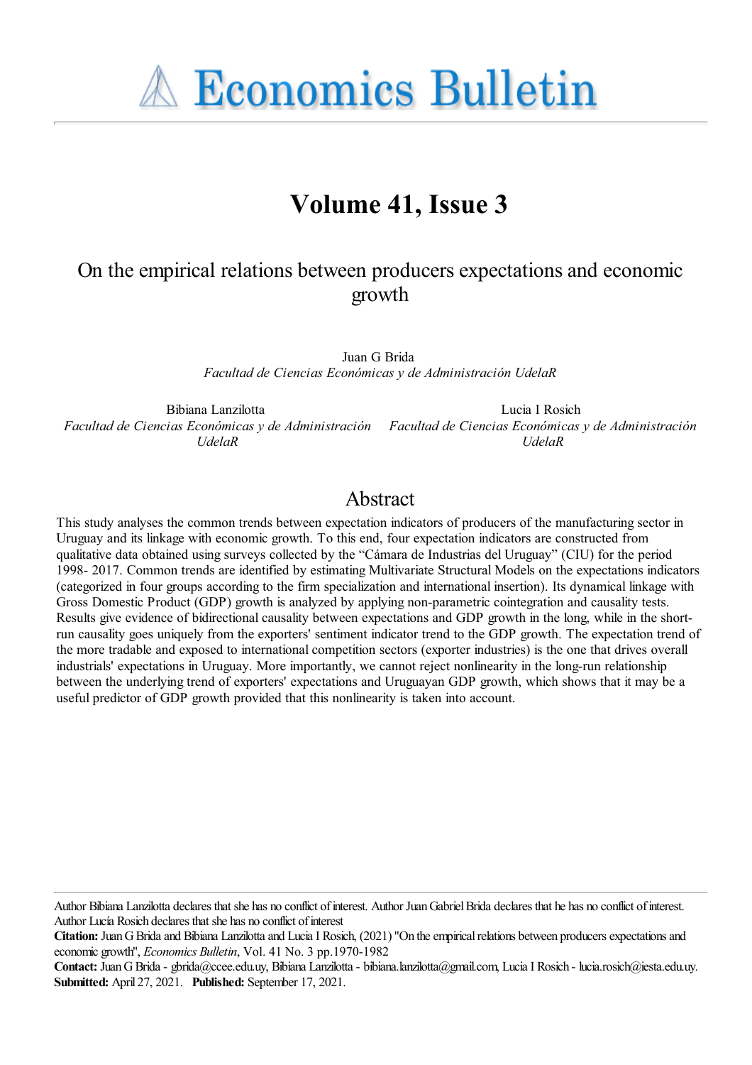# Economics Bulletin

## Volume 41, Issue 3

### On the empirical relations between producers expectations and economic growth

Juan G Brida
*Facultad de Ciencias Económicas y de Administración UdelaR*

Bibiana Lanzilotta
*Facultad de Ciencias Económicas y de Administración UdelaR*

Lucia I Rosich
*Facultad de Ciencias Económicas y de Administración UdelaR*

## Abstract

This study analyses the common trends between expectation indicators of producers of the manufacturing sector in Uruguay and its linkage with economic growth. To this end, four expectation indicators are constructed from qualitative data obtained using surveys collected by the "Cámara de Industrias del Uruguay" (CIU) for the period 1998- 2017. Common trends are identified by estimating Multivariate Structural Models on the expectations indicators (categorized in four groups according to the firm specialization and international insertion). Its dynamical linkage with Gross Domestic Product (GDP) growth is analyzed by applying non-parametric cointegration and causality tests. Results give evidence of bidirectional causality between expectations and GDP growth in the long, while in the short-run causality goes uniquely from the exporters' sentiment indicator trend to the GDP growth. The expectation trend of the more tradable and exposed to international competition sectors (exporter industries) is the one that drives overall industrials' expectations in Uruguay. More importantly, we cannot reject nonlinearity in the long-run relationship between the underlying trend of exporters' expectations and Uruguayan GDP growth, which shows that it may be a useful predictor of GDP growth provided that this nonlinearity is taken into account.

Author Bibiana Lanzilotta declares that she has no conflict of interest. Author Juan Gabriel Brida declares that he has no conflict of interest. Author Lucía Rosich declares that she has no conflict of interest

**Citation:** Juan G Brida and Bibiana Lanzilotta and Lucia I Rosich, (2021) ''On the empirical relations between producers expectations and economic growth'', *Economics Bulletin*, Vol. 41 No. 3 pp.1970-1982

**Contact:** Juan G Brida - gbrida@ccee.edu.uy, Bibiana Lanzilotta - bibiana.lanzilotta@gmail.com, Lucia I Rosich - lucia.rosich@iesta.edu.uy.

**Submitted:** April 27, 2021. **Published:** September 17, 2021.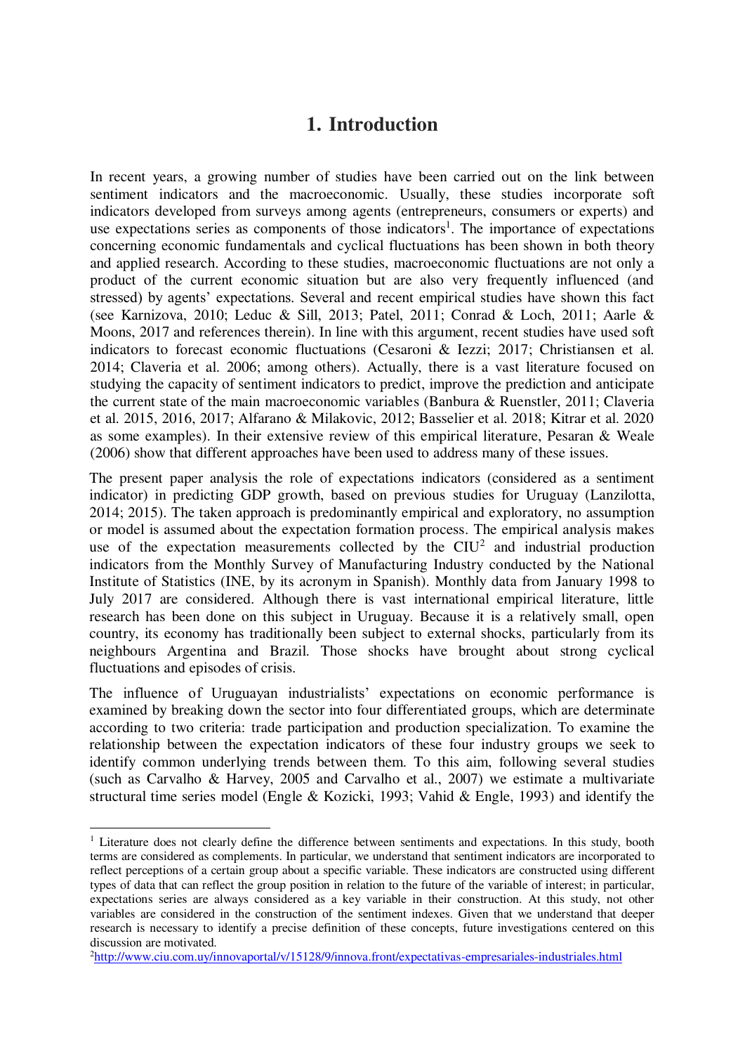# 1. Introduction

In recent years, a growing number of studies have been carried out on the link between sentiment indicators and the macroeconomic. Usually, these studies incorporate soft indicators developed from surveys among agents (entrepreneurs, consumers or experts) and use expectations series as components of those indicators[1]. The importance of expectations concerning economic fundamentals and cyclical fluctuations has been shown in both theory and applied research. According to these studies, macroeconomic fluctuations are not only a product of the current economic situation but are also very frequently influenced (and stressed) by agents' expectations. Several and recent empirical studies have shown this fact (see Karnizova, 2010; Leduc & Sill, 2013; Patel, 2011; Conrad & Loch, 2011; Aarle & Moons, 2017 and references therein). In line with this argument, recent studies have used soft indicators to forecast economic fluctuations (Cesaroni & Iezzi; 2017; Christiansen et al. 2014; Claveria et al. 2006; among others). Actually, there is a vast literature focused on studying the capacity of sentiment indicators to predict, improve the prediction and anticipate the current state of the main macroeconomic variables (Banbura & Ruenstler, 2011; Claveria et al. 2015, 2016, 2017; Alfarano & Milakovic, 2012; Basselier et al. 2018; Kitrar et al. 2020 as some examples). In their extensive review of this empirical literature, Pesaran & Weale (2006) show that different approaches have been used to address many of these issues.

The present paper analysis the role of expectations indicators (considered as a sentiment indicator) in predicting GDP growth, based on previous studies for Uruguay (Lanzilotta, 2014; 2015). The taken approach is predominantly empirical and exploratory, no assumption or model is assumed about the expectation formation process. The empirical analysis makes use of the expectation measurements collected by the CIU[2] and industrial production indicators from the Monthly Survey of Manufacturing Industry conducted by the National Institute of Statistics (INE, by its acronym in Spanish). Monthly data from January 1998 to July 2017 are considered. Although there is vast international empirical literature, little research has been done on this subject in Uruguay. Because it is a relatively small, open country, its economy has traditionally been subject to external shocks, particularly from its neighbours Argentina and Brazil. Those shocks have brought about strong cyclical fluctuations and episodes of crisis.

The influence of Uruguayan industrialists' expectations on economic performance is examined by breaking down the sector into four differentiated groups, which are determinate according to two criteria: trade participation and production specialization. To examine the relationship between the expectation indicators of these four industry groups we seek to identify common underlying trends between them. To this aim, following several studies (such as Carvalho & Harvey, 2005 and Carvalho et al., 2007) we estimate a multivariate structural time series model (Engle & Kozicki, 1993; Vahid & Engle, 1993) and identify the

---

[1] Literature does not clearly define the difference between sentiments and expectations. In this study, booth terms are considered as complements. In particular, we understand that sentiment indicators are incorporated to reflect perceptions of a certain group about a specific variable. These indicators are constructed using different types of data that can reflect the group position in relation to the future of the variable of interest; in particular, expectations series are always considered as a key variable in their construction. At this study, not other variables are considered in the construction of the sentiment indexes. Given that we understand that deeper research is necessary to identify a precise definition of these concepts, future investigations centered on this discussion are motivated.

[2] http://www.ciu.com.uy/innovaportal/v/15128/9/innova.front/expectativas-empresariales-industriales.html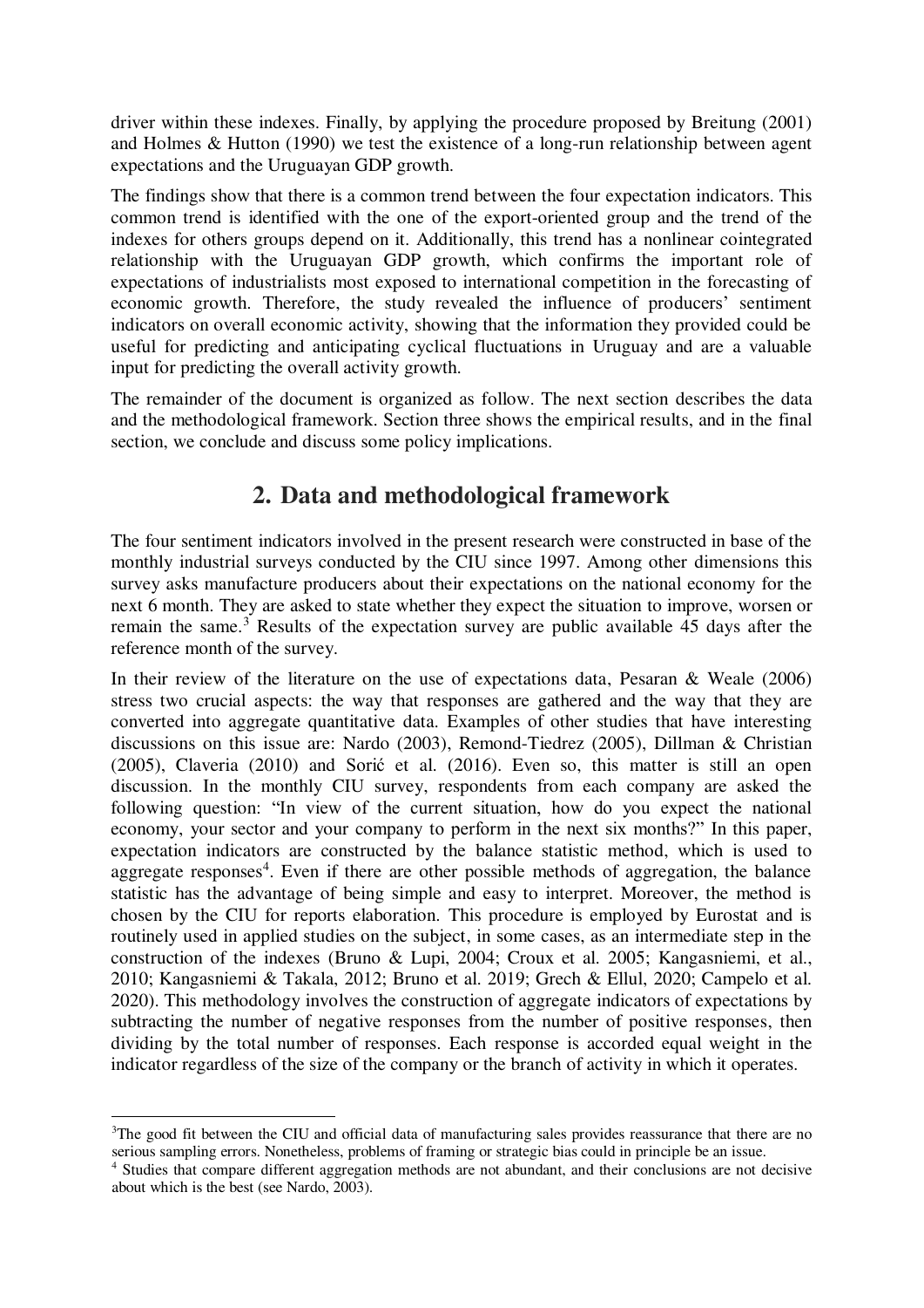driver within these indexes. Finally, by applying the procedure proposed by Breitung (2001) and Holmes & Hutton (1990) we test the existence of a long-run relationship between agent expectations and the Uruguayan GDP growth.

The findings show that there is a common trend between the four expectation indicators. This common trend is identified with the one of the export-oriented group and the trend of the indexes for others groups depend on it. Additionally, this trend has a nonlinear cointegrated relationship with the Uruguayan GDP growth, which confirms the important role of expectations of industrialists most exposed to international competition in the forecasting of economic growth. Therefore, the study revealed the influence of producers' sentiment indicators on overall economic activity, showing that the information they provided could be useful for predicting and anticipating cyclical fluctuations in Uruguay and are a valuable input for predicting the overall activity growth.

The remainder of the document is organized as follow. The next section describes the data and the methodological framework. Section three shows the empirical results, and in the final section, we conclude and discuss some policy implications.

## 2. Data and methodological framework

The four sentiment indicators involved in the present research were constructed in base of the monthly industrial surveys conducted by the CIU since 1997. Among other dimensions this survey asks manufacture producers about their expectations on the national economy for the next 6 month. They are asked to state whether they expect the situation to improve, worsen or remain the same.[3] Results of the expectation survey are public available 45 days after the reference month of the survey.

In their review of the literature on the use of expectations data, Pesaran & Weale (2006) stress two crucial aspects: the way that responses are gathered and the way that they are converted into aggregate quantitative data. Examples of other studies that have interesting discussions on this issue are: Nardo (2003), Remond-Tiedrez (2005), Dillman & Christian (2005), Claveria (2010) and Sorić et al. (2016). Even so, this matter is still an open discussion. In the monthly CIU survey, respondents from each company are asked the following question: "In view of the current situation, how do you expect the national economy, your sector and your company to perform in the next six months?" In this paper, expectation indicators are constructed by the balance statistic method, which is used to aggregate responses[4]. Even if there are other possible methods of aggregation, the balance statistic has the advantage of being simple and easy to interpret. Moreover, the method is chosen by the CIU for reports elaboration. This procedure is employed by Eurostat and is routinely used in applied studies on the subject, in some cases, as an intermediate step in the construction of the indexes (Bruno & Lupi, 2004; Croux et al. 2005; Kangasniemi, et al., 2010; Kangasniemi & Takala, 2012; Bruno et al. 2019; Grech & Ellul, 2020; Campelo et al. 2020). This methodology involves the construction of aggregate indicators of expectations by subtracting the number of negative responses from the number of positive responses, then dividing by the total number of responses. Each response is accorded equal weight in the indicator regardless of the size of the company or the branch of activity in which it operates.

---

[3] The good fit between the CIU and official data of manufacturing sales provides reassurance that there are no serious sampling errors. Nonetheless, problems of framing or strategic bias could in principle be an issue.

[4] Studies that compare different aggregation methods are not abundant, and their conclusions are not decisive about which is the best (see Nardo, 2003).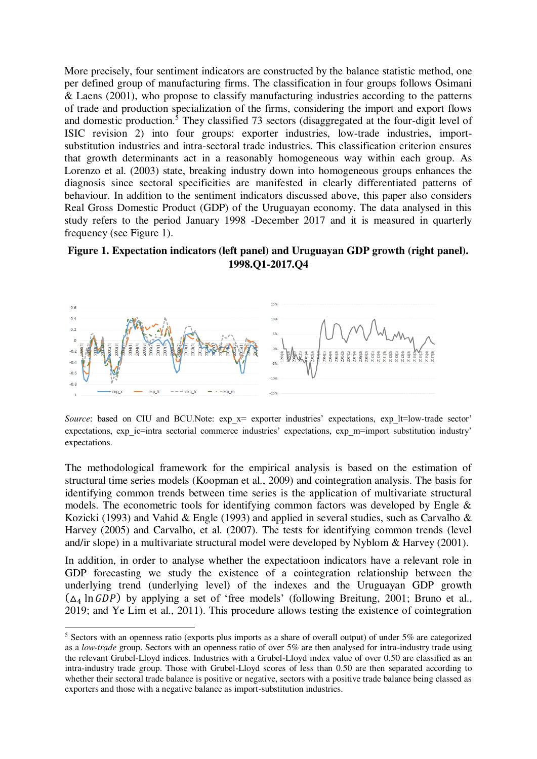More precisely, four sentiment indicators are constructed by the balance statistic method, one per defined group of manufacturing firms. The classification in four groups follows Osimani & Laens (2001), who propose to classify manufacturing industries according to the patterns of trade and production specialization of the firms, considering the import and export flows and domestic production.[5] They classified 73 sectors (disaggregated at the four-digit level of ISIC revision 2) into four groups: exporter industries, low-trade industries, import-substitution industries and intra-sectoral trade industries. This classification criterion ensures that growth determinants act in a reasonably homogeneous way within each group. As Lorenzo et al. (2003) state, breaking industry down into homogeneous groups enhances the diagnosis since sectoral specificities are manifested in clearly differentiated patterns of behaviour. In addition to the sentiment indicators discussed above, this paper also considers Real Gross Domestic Product (GDP) of the Uruguayan economy. The data analysed in this study refers to the period January 1998 -December 2017 and it is measured in quarterly frequency (see Figure 1).

**Figure 1. Expectation indicators (left panel) and Uruguayan GDP growth (right panel). 1998.Q1-2017.Q4**

*Source*: based on CIU and BCU.Note: exp_x= exporter industries' expectations, exp_lt=low-trade sector' expectations, exp_ic=intra sectorial commerce industries' expectations, exp_m=import substitution industry' expectations.

The methodological framework for the empirical analysis is based on the estimation of structural time series models (Koopman et al., 2009) and cointegration analysis. The basis for identifying common trends between time series is the application of multivariate structural models. The econometric tools for identifying common factors was developed by Engle & Kozicki (1993) and Vahid & Engle (1993) and applied in several studies, such as Carvalho & Harvey (2005) and Carvalho, et al. (2007). The tests for identifying common trends (level and/ir slope) in a multivariate structural model were developed by Nyblom & Harvey (2001).

In addition, in order to analyse whether the expectatioon indicators have a relevant role in GDP forecasting we study the existence of a cointegration relationship between the underlying trend (underlying level) of the indexes and the Uruguayan GDP growth ($\Delta_4 \ln GDP$) by applying a set of 'free models' (following Breitung, 2001; Bruno et al., 2019; and Ye Lim et al., 2011). This procedure allows testing the existence of cointegration

[5] Sectors with an openness ratio (exports plus imports as a share of overall output) of under 5% are categorized as a *low-trade* group. Sectors with an openness ratio of over 5% are then analysed for intra-industry trade using the relevant Grubel-Lloyd indices. Industries with a Grubel-Lloyd index value of over 0.50 are classified as an intra-industry trade group. Those with Grubel-Lloyd scores of less than 0.50 are then separated according to whether their sectoral trade balance is positive or negative, sectors with a positive trade balance being classed as exporters and those with a negative balance as import-substitution industries.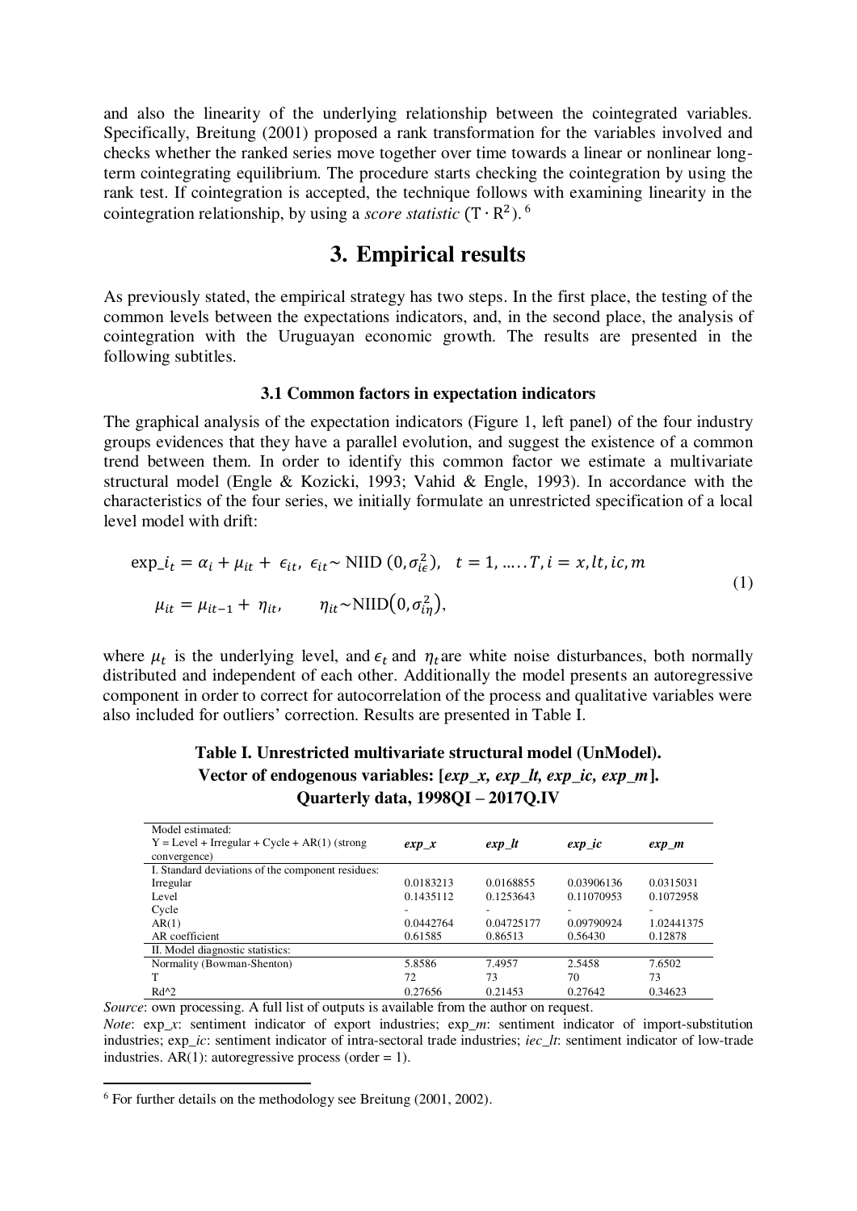and also the linearity of the underlying relationship between the cointegrated variables. Specifically, Breitung (2001) proposed a rank transformation for the variables involved and checks whether the ranked series move together over time towards a linear or nonlinear long-term cointegrating equilibrium. The procedure starts checking the cointegration by using the rank test. If cointegration is accepted, the technique follows with examining linearity in the cointegration relationship, by using a *score statistic* ($T \cdot R^2$). [6]

# 3. Empirical results

As previously stated, the empirical strategy has two steps. In the first place, the testing of the common levels between the expectations indicators, and, in the second place, the analysis of cointegration with the Uruguayan economic growth. The results are presented in the following subtitles.

### 3.1 Common factors in expectation indicators

The graphical analysis of the expectation indicators (Figure 1, left panel) of the four industry groups evidences that they have a parallel evolution, and suggest the existence of a common trend between them. In order to identify this common factor we estimate a multivariate structural model (Engle & Kozicki, 1993; Vahid & Engle, 1993). In accordance with the characteristics of the four series, we initially formulate an unrestricted specification of a local level model with drift:

$$
\begin{aligned}
\exp\_i_t &= \alpha_i + \mu_{it} + \epsilon_{it}, \ \epsilon_{it} \sim \text{NIID}\,(0, \sigma^2_{i\epsilon}), \quad t = 1, \ldots . T, i = x, lt, ic, m \\
\mu_{it} &= \mu_{it-1} + \eta_{it}, \qquad \eta_{it} \sim \text{NIID}\big(0, \sigma^2_{i\eta}\big),
\end{aligned}
\tag{1}
$$

where $\mu_t$ is the underlying level, and $\epsilon_t$ and $\eta_t$ are white noise disturbances, both normally distributed and independent of each other. Additionally the model presents an autoregressive component in order to correct for autocorrelation of the process and qualitative variables were also included for outliers' correction. Results are presented in Table I.

**Table I. Unrestricted multivariate structural model (UnModel). Vector of endogenous variables: [*exp_x, exp_lt, exp_ic, exp_m*]. Quarterly data, 1998QI – 2017Q.IV**

| Model estimated: Y = Level + Irregular + Cycle + AR(1) (strong convergence) | *exp_x* | *exp_lt* | *exp_ic* | *exp_m* |
|---|---|---|---|---|
| I. Standard deviations of the component residues: | | | | |
| Irregular | 0.0183213 | 0.0168855 | 0.03906136 | 0.0315031 |
| Level | 0.1435112 | 0.1253643 | 0.11070953 | 0.1072958 |
| Cycle | - | - | - | - |
| AR(1) | 0.0442764 | 0.04725177 | 0.09790924 | 1.02441375 |
| AR coefficient | 0.61585 | 0.86513 | 0.56430 | 0.12878 |
| II. Model diagnostic statistics: | | | | |
| Normality (Bowman-Shenton) | 5.8586 | 7.4957 | 2.5458 | 7.6502 |
| T | 72 | 73 | 70 | 73 |
| Rd^2 | 0.27656 | 0.21453 | 0.27642 | 0.34623 |

*Source*: own processing. A full list of outputs is available from the author on request.
*Note*: exp_*x*: sentiment indicator of export industries; exp_*m*: sentiment indicator of import-substitution industries; exp_*ic*: sentiment indicator of intra-sectoral trade industries; *iec_lt*: sentiment indicator of low-trade industries. AR(1): autoregressive process (order = 1).

[6] For further details on the methodology see Breitung (2001, 2002).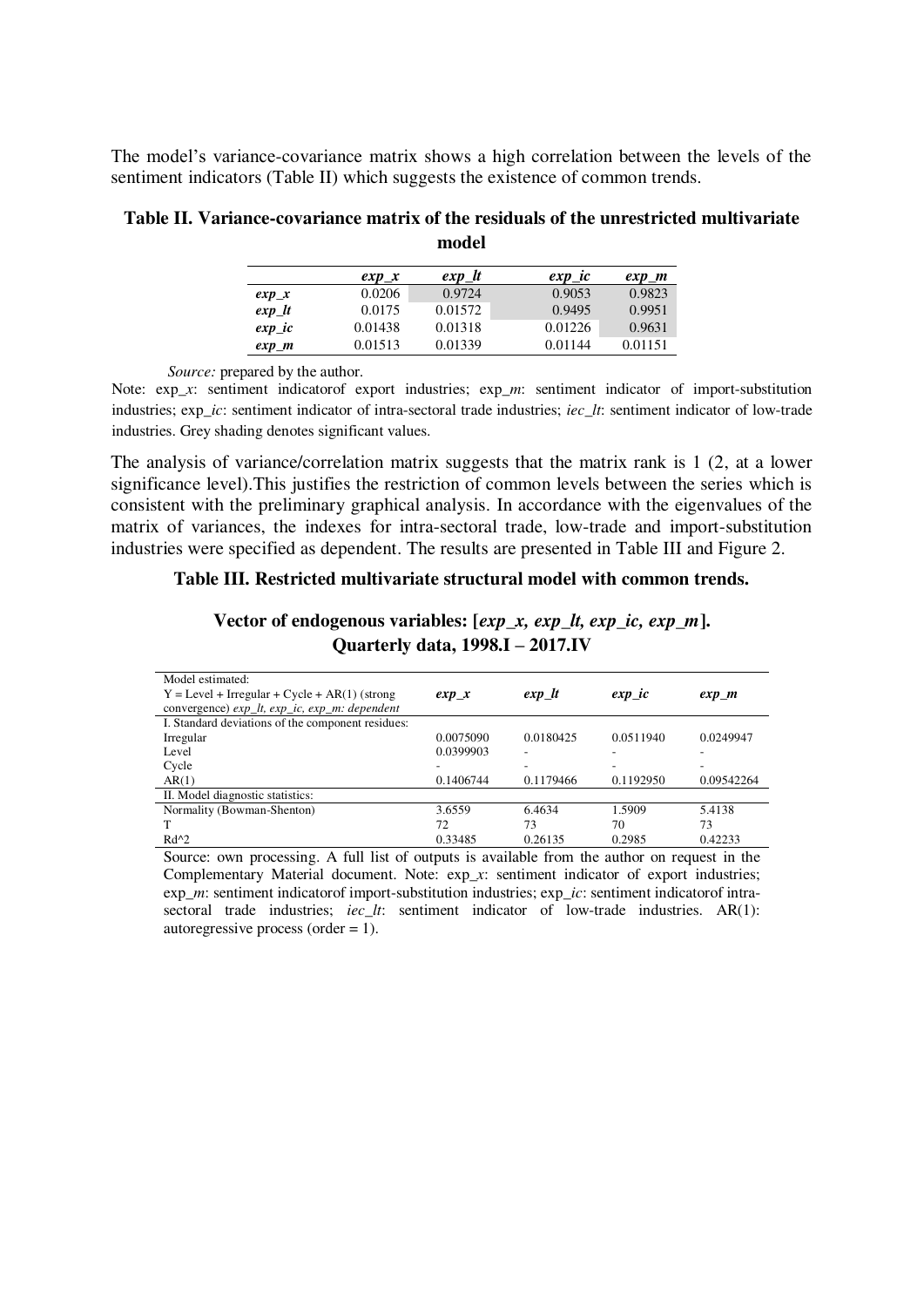The model's variance-covariance matrix shows a high correlation between the levels of the sentiment indicators (Table II) which suggests the existence of common trends.

**Table II. Variance-covariance matrix of the residuals of the unrestricted multivariate model**

| | *exp_x* | *exp_lt* | *exp_ic* | *exp_m* |
|---|---|---|---|---|
| ***exp_x*** | 0.0206 | 0.9724 | 0.9053 | 0.9823 |
| ***exp_lt*** | 0.0175 | 0.01572 | 0.9495 | 0.9951 |
| ***exp_ic*** | 0.01438 | 0.01318 | 0.01226 | 0.9631 |
| ***exp_m*** | 0.01513 | 0.01339 | 0.01144 | 0.01151 |

*Source:* prepared by the author.

Note: exp_*x*: sentiment indicatorof export industries; exp_*m*: sentiment indicator of import-substitution industries; exp_*ic*: sentiment indicator of intra-sectoral trade industries; *iec_lt*: sentiment indicator of low-trade industries. Grey shading denotes significant values.

The analysis of variance/correlation matrix suggests that the matrix rank is 1 (2, at a lower significance level).This justifies the restriction of common levels between the series which is consistent with the preliminary graphical analysis. In accordance with the eigenvalues of the matrix of variances, the indexes for intra-sectoral trade, low-trade and import-substitution industries were specified as dependent. The results are presented in Table III and Figure 2.

**Table III. Restricted multivariate structural model with common trends.**

**Vector of endogenous variables: [*exp_x, exp_lt, exp_ic, exp_m*]. Quarterly data, 1998.I – 2017.IV**

| Model estimated: Y = Level + Irregular + Cycle + AR(1) (strong convergence) *exp_lt, exp_ic, exp_m: dependent* | *exp_x* | *exp_lt* | *exp_ic* | *exp_m* |
|---|---|---|---|---|
| I. Standard deviations of the component residues: | | | | |
| Irregular | 0.0075090 | 0.0180425 | 0.0511940 | 0.0249947 |
| Level | 0.0399903 | - | - | - |
| Cycle | - | - | - | - |
| AR(1) | 0.1406744 | 0.1179466 | 0.1192950 | 0.09542264 |
| II. Model diagnostic statistics: | | | | |
| Normality (Bowman-Shenton) | 3.6559 | 6.4634 | 1.5909 | 5.4138 |
| T | 72 | 73 | 70 | 73 |
| Rd^2 | 0.33485 | 0.26135 | 0.2985 | 0.42233 |

Source: own processing. A full list of outputs is available from the author on request in the Complementary Material document. Note: exp_*x*: sentiment indicator of export industries; exp_*m*: sentiment indicatorof import-substitution industries; exp_*ic*: sentiment indicatorof intra-sectoral trade industries; *iec_lt*: sentiment indicator of low-trade industries. AR(1): autoregressive process (order = 1).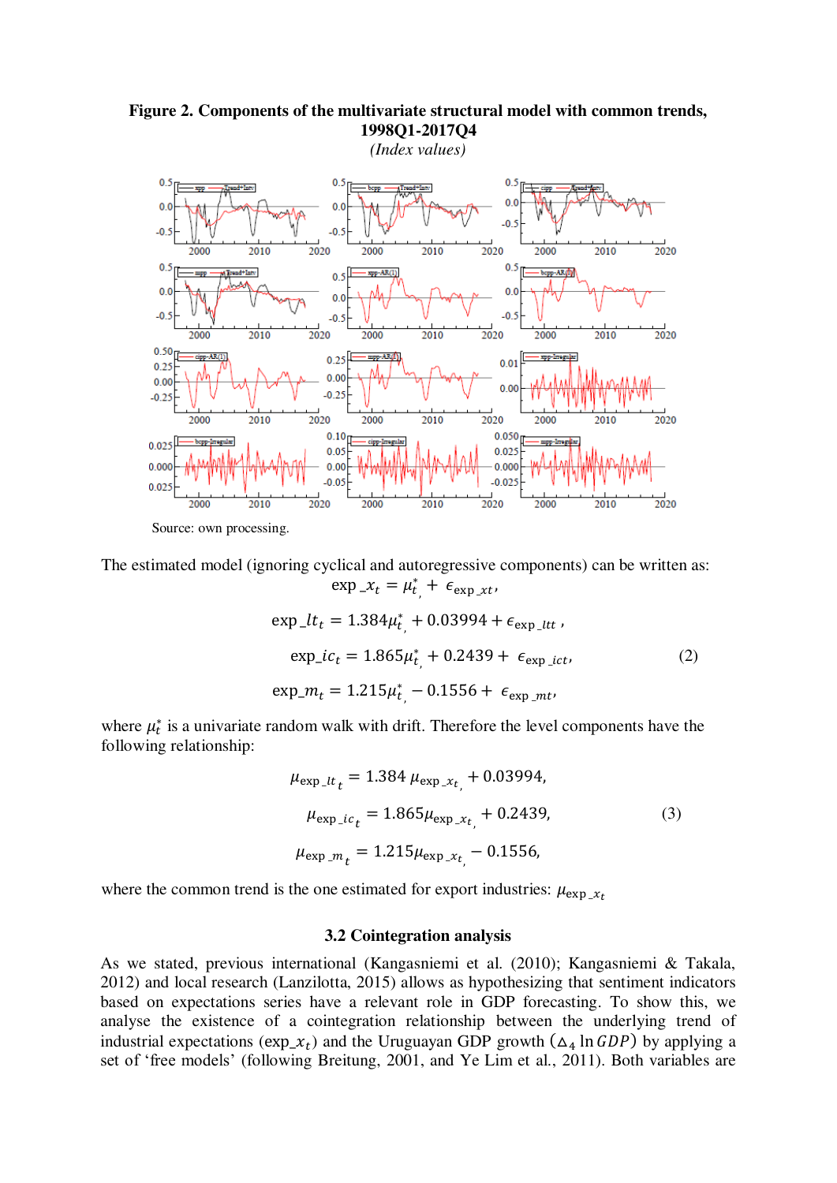**Figure 2. Components of the multivariate structural model with common trends, 1998Q1-2017Q4**

*(Index values)*

Source: own processing.

The estimated model (ignoring cyclical and autoregressive components) can be written as:

$$\exp\_x_t = \mu_t^* + \epsilon_{\exp\_xt},$$

$$\exp\_lt_t = 1.384\mu_t^* + 0.03994 + \epsilon_{\exp\_ltt},$$

$$\exp\_ic_t = 1.865\mu_t^* + 0.2439 + \epsilon_{\exp\_ict}, \qquad (2)$$

$$\exp\_m_t = 1.215\mu_t^* - 0.1556 + \epsilon_{\exp\_mt},$$

where $\mu_t^*$ is a univariate random walk with drift. Therefore the level components have the following relationship:

$$\mu_{\exp\_lt_t} = 1.384\,\mu_{\exp\_x_t} + 0.03994,$$

$$\mu_{\exp\_ic_t} = 1.865\mu_{\exp\_x_t} + 0.2439, \qquad (3)$$

$$\mu_{\exp\_m_t} = 1.215\mu_{\exp\_x_t} - 0.1556,$$

where the common trend is the one estimated for export industries: $\mu_{\exp\_x_t}$

### 3.2 Cointegration analysis

As we stated, previous international (Kangasniemi et al. (2010); Kangasniemi & Takala, 2012) and local research (Lanzilotta, 2015) allows as hypothesizing that sentiment indicators based on expectations series have a relevant role in GDP forecasting. To show this, we analyse the existence of a cointegration relationship between the underlying trend of industrial expectations ($\exp\_x_t$) and the Uruguayan GDP growth ($\Delta_4 \ln GDP$) by applying a set of 'free models' (following Breitung, 2001, and Ye Lim et al., 2011). Both variables are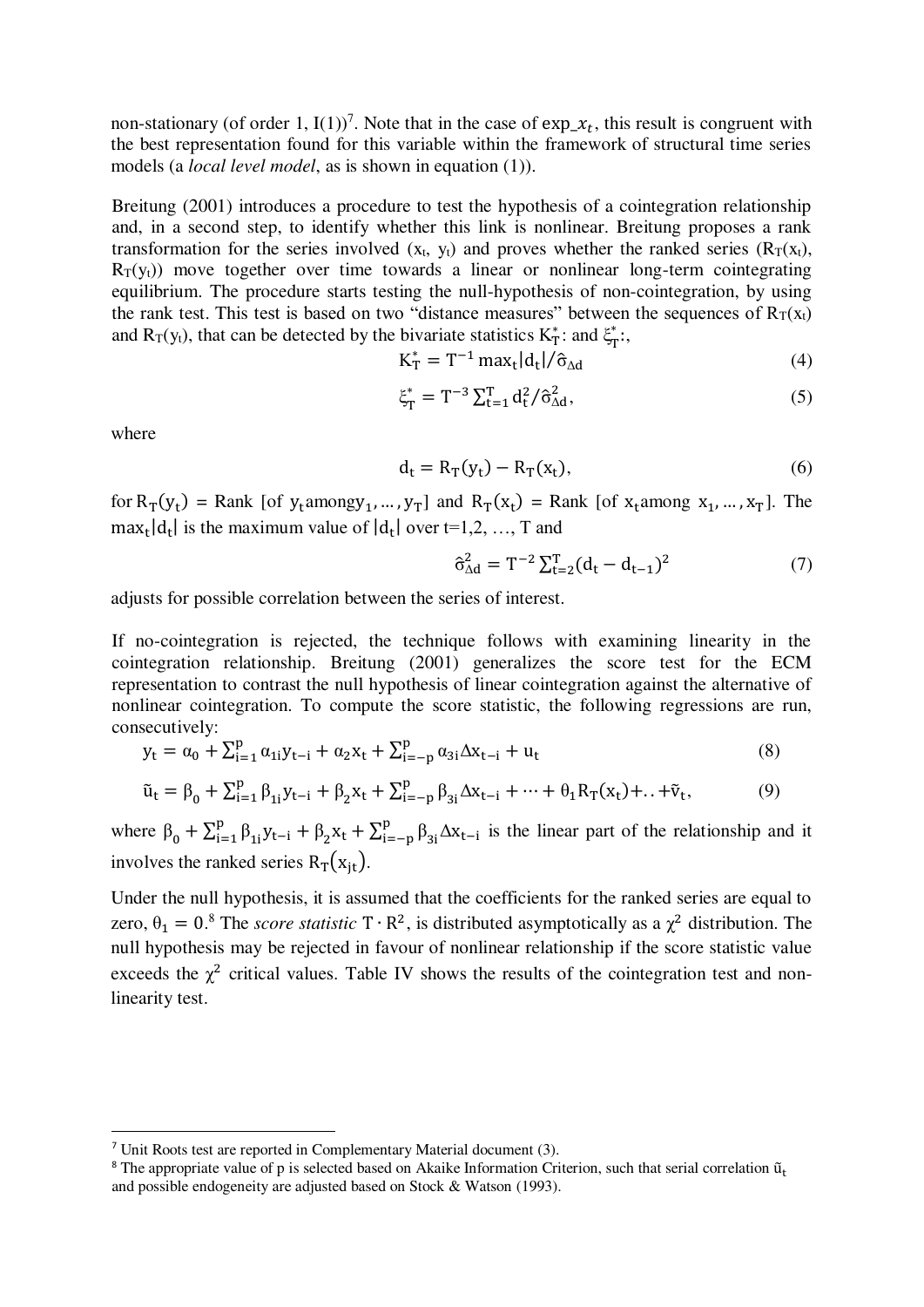non-stationary (of order 1, I(1))[7]. Note that in the case of $exp\_x_t$, this result is congruent with the best representation found for this variable within the framework of structural time series models (a *local level model*, as is shown in equation (1)).

Breitung (2001) introduces a procedure to test the hypothesis of a cointegration relationship and, in a second step, to identify whether this link is nonlinear. Breitung proposes a rank transformation for the series involved ($x_t$, $y_t$) and proves whether the ranked series ($R_T(x_t)$, $R_T(y_t)$) move together over time towards a linear or nonlinear long-term cointegrating equilibrium. The procedure starts testing the null-hypothesis of non-cointegration, by using the rank test. This test is based on two "distance measures" between the sequences of $R_T(x_t)$ and $R_T(y_t)$, that can be detected by the bivariate statistics $K_T^*$: and $\xi_T^*$:,

$$K_T^* = T^{-1} \max_t |d_t| / \hat{\sigma}_{\Delta d} \tag{4}$$

$$\xi_T^* = T^{-3} \sum_{t=1}^{T} d_t^2 / \hat{\sigma}_{\Delta d}^2, \tag{5}$$

where

$$d_t = R_T(y_t) - R_T(x_t), \tag{6}$$

for $R_T(y_t)$ = Rank [of $y_t$ among $y_1, \ldots, y_T$] and $R_T(x_t)$ = Rank [of $x_t$ among $x_1, \ldots, x_T$]. The $\max_t |d_t|$ is the maximum value of $|d_t|$ over t=1,2, …, T and

$$\hat{\sigma}_{\Delta d}^2 = T^{-2} \sum_{t=2}^{T} (d_t - d_{t-1})^2 \tag{7}$$

adjusts for possible correlation between the series of interest.

If no-cointegration is rejected, the technique follows with examining linearity in the cointegration relationship. Breitung (2001) generalizes the score test for the ECM representation to contrast the null hypothesis of linear cointegration against the alternative of nonlinear cointegration. To compute the score statistic, the following regressions are run, consecutively:

$$y_t = \alpha_0 + \sum_{i=1}^{p} \alpha_{1i} y_{t-i} + \alpha_2 x_t + \sum_{i=-p}^{p} \alpha_{3i} \Delta x_{t-i} + u_t \tag{8}$$

$$\tilde{u}_t = \beta_0 + \sum_{i=1}^{p} \beta_{1i} y_{t-i} + \beta_2 x_t + \sum_{i=-p}^{p} \beta_{3i} \Delta x_{t-i} + \cdots + \theta_1 R_T(x_t) + \ldots + \tilde{v}_t, \tag{9}$$

where $\beta_0 + \sum_{i=1}^{p} \beta_{1i} y_{t-i} + \beta_2 x_t + \sum_{i=-p}^{p} \beta_{3i} \Delta x_{t-i}$ is the linear part of the relationship and it involves the ranked series $R_T(x_{jt})$.

Under the null hypothesis, it is assumed that the coefficients for the ranked series are equal to zero, $\theta_1 = 0$.[8] The *score statistic* $T \cdot R^2$, is distributed asymptotically as a $\chi^2$ distribution. The null hypothesis may be rejected in favour of nonlinear relationship if the score statistic value exceeds the $\chi^2$ critical values. Table IV shows the results of the cointegration test and non-linearity test.

---

[7] Unit Roots test are reported in Complementary Material document (3).

[8] The appropriate value of p is selected based on Akaike Information Criterion, such that serial correlation $\tilde{u}_t$ and possible endogeneity are adjusted based on Stock & Watson (1993).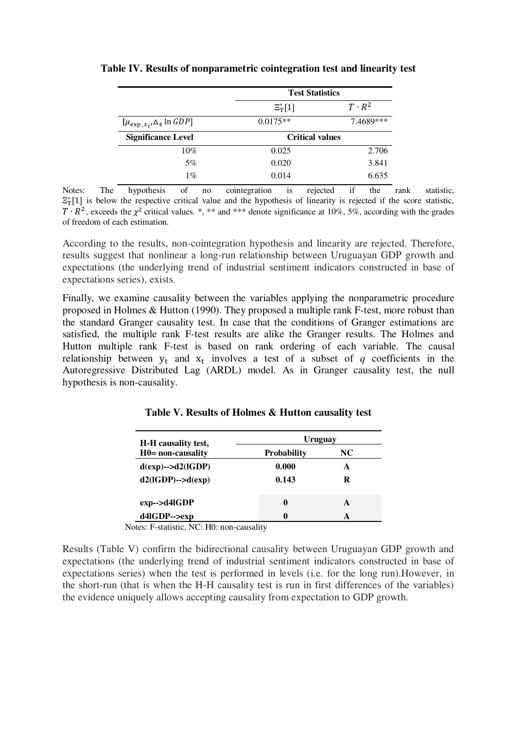**Table IV. Results of nonparametric cointegration test and linearity test**

| | Test Statistics | |
|---|---|---|
| | $\Xi_T^*[1]$ | $T \cdot R^2$ |
| $[\mu_{\exp\_x_t}, \Delta_4 \ln GDP]$ | 0.0175** | 7.4689*** |
| **Significance Level** | **Critical values** | |
| 10% | 0.025 | 2.706 |
| 5% | 0.020 | 3.841 |
| 1% | 0.014 | 6.635 |

Notes: The hypothesis of no cointegration is rejected if the rank statistic, $\Xi_T^*[1]$ is below the respective critical value and the hypothesis of linearity is rejected if the score statistic, $T \cdot R^2$, exceeds the $\chi^2$ critical values. *, ** and *** denote significance at 10%, 5%, according with the grades of freedom of each estimation.

According to the results, non-cointegration hypothesis and linearity are rejected. Therefore, results suggest that nonlinear a long-run relationship between Uruguayan GDP growth and expectations (the underlying trend of industrial sentiment indicators constructed in base of expectations series), exists.

Finally, we examine causality between the variables applying the nonparametric procedure proposed in Holmes & Hutton (1990). They proposed a multiple rank F-test, more robust than the standard Granger causality test. In case that the conditions of Granger estimations are satisfied, the multiple rank F-test results are alike the Granger results. The Holmes and Hutton multiple rank F-test is based on rank ordering of each variable. The causal relationship between $y_t$ and $x_t$ involves a test of a subset of $q$ coefficients in the Autoregressive Distributed Lag (ARDL) model. As in Granger causality test, the null hypothesis is non-causality.

**Table V. Results of Holmes & Hutton causality test**

| H-H causality test, H0= non-causality | Uruguay | |
|---|---|---|
| | **Probability** | **NC** |
| **d(exp)-->d2(lGDP)** | **0.000** | **A** |
| **d2(lGDP)-->d(exp)** | **0.143** | **R** |
| **exp-->d4lGDP** | **0** | **A** |
| **d4lGDP-->exp** | **0** | **A** |

Notes: F-statistic, NC: H0: non-causality

Results (Table V) confirm the bidirectional causality between Uruguayan GDP growth and expectations (the underlying trend of industrial sentiment indicators constructed in base of expectations series) when the test is performed in levels (i.e. for the long run).However, in the short-run (that is when the H-H causality test is run in first differences of the variables) the evidence uniquely allows accepting causality from expectation to GDP growth.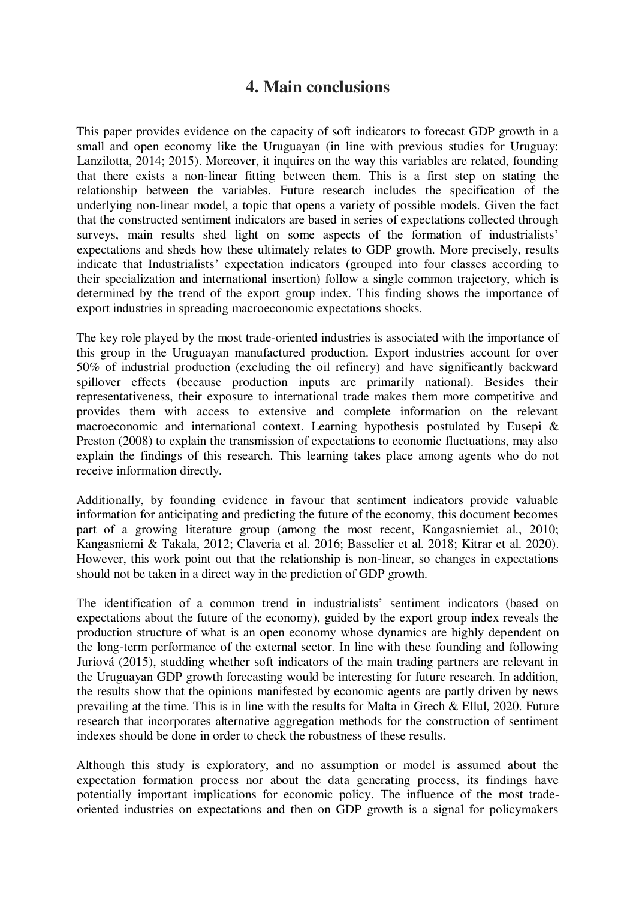# 4. Main conclusions

This paper provides evidence on the capacity of soft indicators to forecast GDP growth in a small and open economy like the Uruguayan (in line with previous studies for Uruguay: Lanzilotta, 2014; 2015). Moreover, it inquires on the way this variables are related, founding that there exists a non-linear fitting between them. This is a first step on stating the relationship between the variables. Future research includes the specification of the underlying non-linear model, a topic that opens a variety of possible models. Given the fact that the constructed sentiment indicators are based in series of expectations collected through surveys, main results shed light on some aspects of the formation of industrialists' expectations and sheds how these ultimately relates to GDP growth. More precisely, results indicate that Industrialists' expectation indicators (grouped into four classes according to their specialization and international insertion) follow a single common trajectory, which is determined by the trend of the export group index. This finding shows the importance of export industries in spreading macroeconomic expectations shocks.

The key role played by the most trade-oriented industries is associated with the importance of this group in the Uruguayan manufactured production. Export industries account for over 50% of industrial production (excluding the oil refinery) and have significantly backward spillover effects (because production inputs are primarily national). Besides their representativeness, their exposure to international trade makes them more competitive and provides them with access to extensive and complete information on the relevant macroeconomic and international context. Learning hypothesis postulated by Eusepi & Preston (2008) to explain the transmission of expectations to economic fluctuations, may also explain the findings of this research. This learning takes place among agents who do not receive information directly.

Additionally, by founding evidence in favour that sentiment indicators provide valuable information for anticipating and predicting the future of the economy, this document becomes part of a growing literature group (among the most recent, Kangasniemiet al., 2010; Kangasniemi & Takala, 2012; Claveria et al. 2016; Basselier et al. 2018; Kitrar et al. 2020). However, this work point out that the relationship is non-linear, so changes in expectations should not be taken in a direct way in the prediction of GDP growth.

The identification of a common trend in industrialists' sentiment indicators (based on expectations about the future of the economy), guided by the export group index reveals the production structure of what is an open economy whose dynamics are highly dependent on the long-term performance of the external sector. In line with these founding and following Juriová (2015), studding whether soft indicators of the main trading partners are relevant in the Uruguayan GDP growth forecasting would be interesting for future research. In addition, the results show that the opinions manifested by economic agents are partly driven by news prevailing at the time. This is in line with the results for Malta in Grech & Ellul, 2020. Future research that incorporates alternative aggregation methods for the construction of sentiment indexes should be done in order to check the robustness of these results.

Although this study is exploratory, and no assumption or model is assumed about the expectation formation process nor about the data generating process, its findings have potentially important implications for economic policy. The influence of the most trade-oriented industries on expectations and then on GDP growth is a signal for policymakers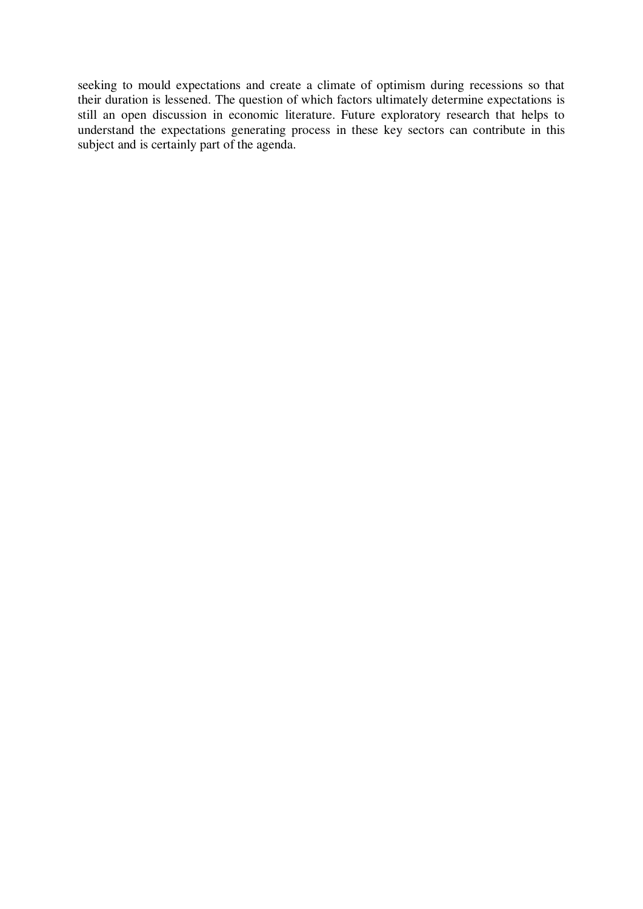seeking to mould expectations and create a climate of optimism during recessions so that their duration is lessened. The question of which factors ultimately determine expectations is still an open discussion in economic literature. Future exploratory research that helps to understand the expectations generating process in these key sectors can contribute in this subject and is certainly part of the agenda.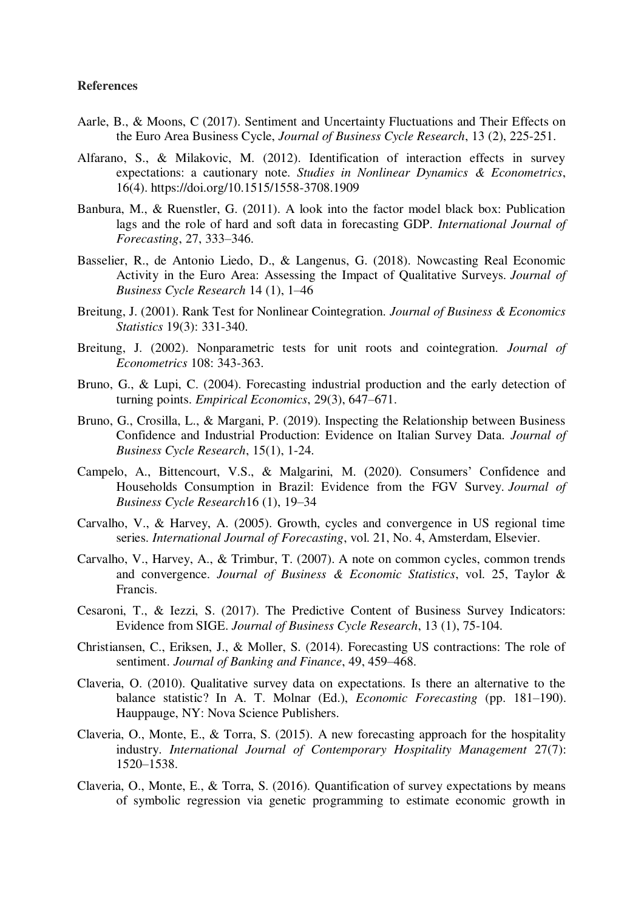**References**

Aarle, B., & Moons, C (2017). Sentiment and Uncertainty Fluctuations and Their Effects on the Euro Area Business Cycle, *Journal of Business Cycle Research*, 13 (2), 225-251.

Alfarano, S., & Milakovic, M. (2012). Identification of interaction effects in survey expectations: a cautionary note. *Studies in Nonlinear Dynamics & Econometrics*, 16(4). https://doi.org/10.1515/1558-3708.1909

Banbura, M., & Ruenstler, G. (2011). A look into the factor model black box: Publication lags and the role of hard and soft data in forecasting GDP. *International Journal of Forecasting*, 27, 333–346.

Basselier, R., de Antonio Liedo, D., & Langenus, G. (2018). Nowcasting Real Economic Activity in the Euro Area: Assessing the Impact of Qualitative Surveys. *Journal of Business Cycle Research* 14 (1), 1–46

Breitung, J. (2001). Rank Test for Nonlinear Cointegration. *Journal of Business & Economics Statistics* 19(3): 331-340.

Breitung, J. (2002). Nonparametric tests for unit roots and cointegration. *Journal of Econometrics* 108: 343-363.

Bruno, G., & Lupi, C. (2004). Forecasting industrial production and the early detection of turning points. *Empirical Economics*, 29(3), 647–671.

Bruno, G., Crosilla, L., & Margani, P. (2019). Inspecting the Relationship between Business Confidence and Industrial Production: Evidence on Italian Survey Data. *Journal of Business Cycle Research*, 15(1), 1-24.

Campelo, A., Bittencourt, V.S., & Malgarini, M. (2020). Consumers' Confidence and Households Consumption in Brazil: Evidence from the FGV Survey. *Journal of Business Cycle Research*16 (1), 19–34

Carvalho, V., & Harvey, A. (2005). Growth, cycles and convergence in US regional time series. *International Journal of Forecasting*, vol. 21, No. 4, Amsterdam, Elsevier.

Carvalho, V., Harvey, A., & Trimbur, T. (2007). A note on common cycles, common trends and convergence. *Journal of Business & Economic Statistics*, vol. 25, Taylor & Francis.

Cesaroni, T., & Iezzi, S. (2017). The Predictive Content of Business Survey Indicators: Evidence from SIGE. *Journal of Business Cycle Research*, 13 (1), 75-104.

Christiansen, C., Eriksen, J., & Moller, S. (2014). Forecasting US contractions: The role of sentiment. *Journal of Banking and Finance*, 49, 459–468.

Claveria, O. (2010). Qualitative survey data on expectations. Is there an alternative to the balance statistic? In A. T. Molnar (Ed.), *Economic Forecasting* (pp. 181–190). Hauppauge, NY: Nova Science Publishers.

Claveria, O., Monte, E., & Torra, S. (2015). A new forecasting approach for the hospitality industry. *International Journal of Contemporary Hospitality Management* 27(7): 1520–1538.

Claveria, O., Monte, E., & Torra, S. (2016). Quantification of survey expectations by means of symbolic regression via genetic programming to estimate economic growth in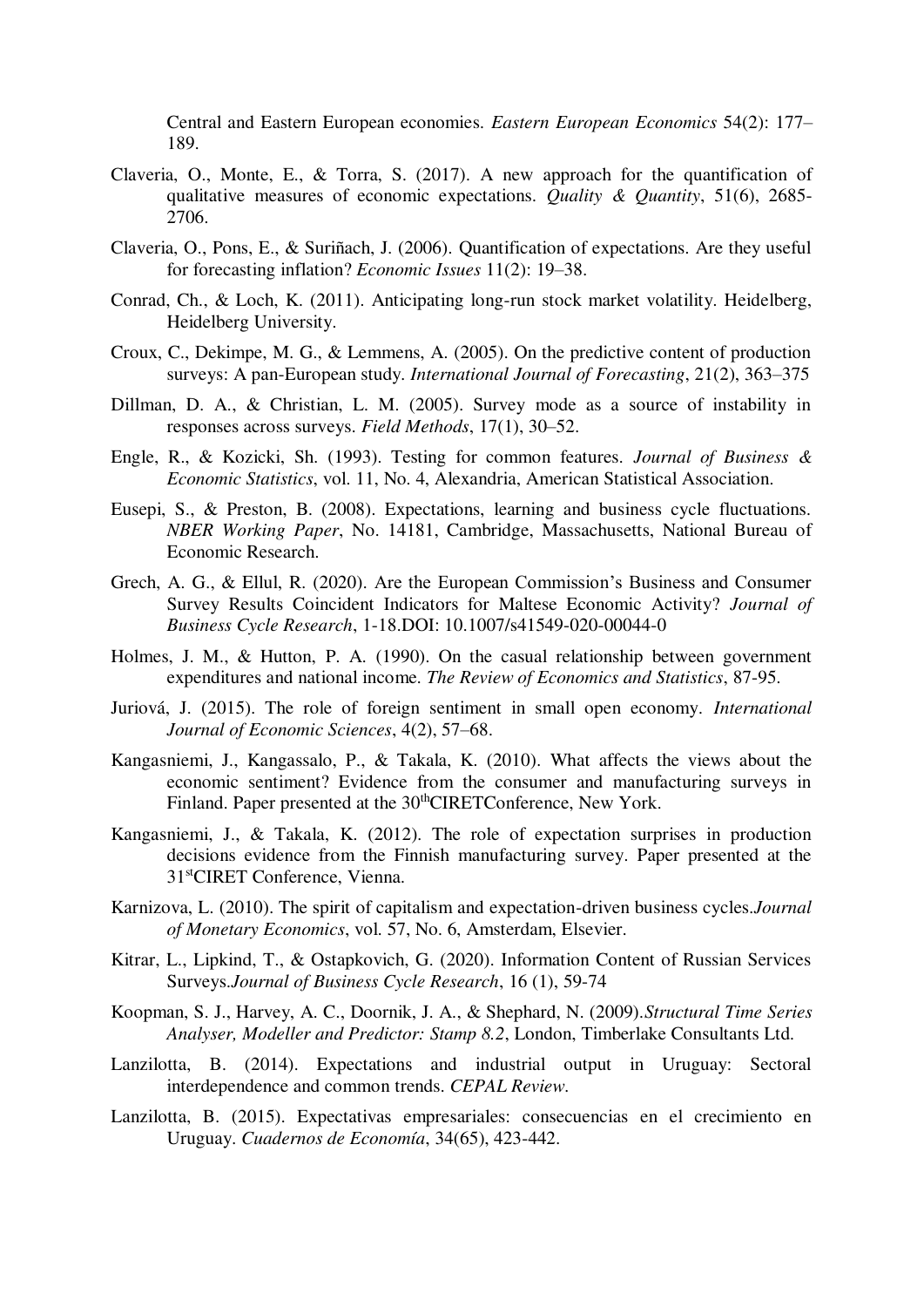Central and Eastern European economies. *Eastern European Economics* 54(2): 177–189.

Claveria, O., Monte, E., & Torra, S. (2017). A new approach for the quantification of qualitative measures of economic expectations. *Quality & Quantity*, 51(6), 2685-2706.

Claveria, O., Pons, E., & Suriñach, J. (2006). Quantification of expectations. Are they useful for forecasting inflation? *Economic Issues* 11(2): 19–38.

Conrad, Ch., & Loch, K. (2011). Anticipating long-run stock market volatility. Heidelberg, Heidelberg University.

Croux, C., Dekimpe, M. G., & Lemmens, A. (2005). On the predictive content of production surveys: A pan-European study. *International Journal of Forecasting*, 21(2), 363–375

Dillman, D. A., & Christian, L. M. (2005). Survey mode as a source of instability in responses across surveys. *Field Methods*, 17(1), 30–52.

Engle, R., & Kozicki, Sh. (1993). Testing for common features. *Journal of Business & Economic Statistics*, vol. 11, No. 4, Alexandria, American Statistical Association.

Eusepi, S., & Preston, B. (2008). Expectations, learning and business cycle fluctuations. *NBER Working Paper*, No. 14181, Cambridge, Massachusetts, National Bureau of Economic Research.

Grech, A. G., & Ellul, R. (2020). Are the European Commission's Business and Consumer Survey Results Coincident Indicators for Maltese Economic Activity? *Journal of Business Cycle Research*, 1-18.DOI: 10.1007/s41549-020-00044-0

Holmes, J. M., & Hutton, P. A. (1990). On the casual relationship between government expenditures and national income. *The Review of Economics and Statistics*, 87-95.

Juriová, J. (2015). The role of foreign sentiment in small open economy. *International Journal of Economic Sciences*, 4(2), 57–68.

Kangasniemi, J., Kangassalo, P., & Takala, K. (2010). What affects the views about the economic sentiment? Evidence from the consumer and manufacturing surveys in Finland. Paper presented at the 30thCIRETConference, New York.

Kangasniemi, J., & Takala, K. (2012). The role of expectation surprises in production decisions evidence from the Finnish manufacturing survey. Paper presented at the 31stCIRET Conference, Vienna.

Karnizova, L. (2010). The spirit of capitalism and expectation-driven business cycles.*Journal of Monetary Economics*, vol. 57, No. 6, Amsterdam, Elsevier.

Kitrar, L., Lipkind, T., & Ostapkovich, G. (2020). Information Content of Russian Services Surveys.*Journal of Business Cycle Research*, 16 (1), 59-74

Koopman, S. J., Harvey, A. C., Doornik, J. A., & Shephard, N. (2009).*Structural Time Series Analyser, Modeller and Predictor: Stamp 8.2*, London, Timberlake Consultants Ltd.

Lanzilotta, B. (2014). Expectations and industrial output in Uruguay: Sectoral interdependence and common trends. *CEPAL Review*.

Lanzilotta, B. (2015). Expectativas empresariales: consecuencias en el crecimiento en Uruguay. *Cuadernos de Economía*, 34(65), 423-442.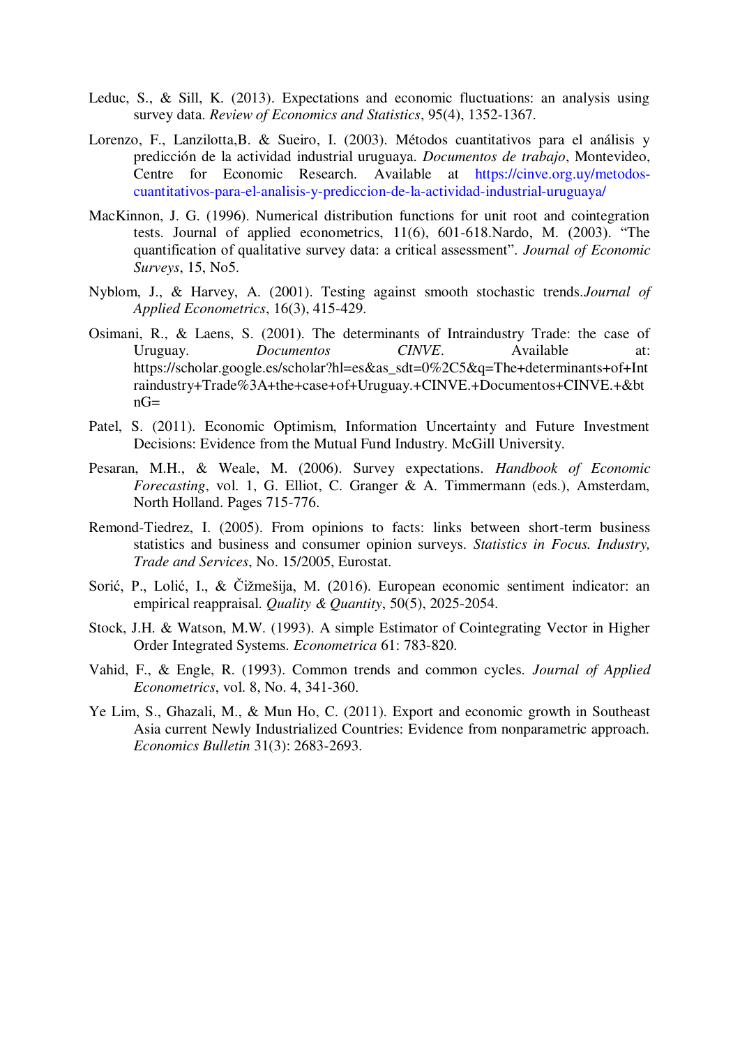Leduc, S., & Sill, K. (2013). Expectations and economic fluctuations: an analysis using survey data. *Review of Economics and Statistics*, 95(4), 1352-1367.

Lorenzo, F., Lanzilotta,B. & Sueiro, I. (2003). Métodos cuantitativos para el análisis y predicción de la actividad industrial uruguaya. *Documentos de trabajo*, Montevideo, Centre for Economic Research. Available at https://cinve.org.uy/metodos-cuantitativos-para-el-analisis-y-prediccion-de-la-actividad-industrial-uruguaya/

MacKinnon, J. G. (1996). Numerical distribution functions for unit root and cointegration tests. Journal of applied econometrics, 11(6), 601-618.Nardo, M. (2003). "The quantification of qualitative survey data: a critical assessment". *Journal of Economic Surveys*, 15, No5.

Nyblom, J., & Harvey, A. (2001). Testing against smooth stochastic trends.*Journal of Applied Econometrics*, 16(3), 415-429.

Osimani, R., & Laens, S. (2001). The determinants of Intraindustry Trade: the case of Uruguay. *Documentos CINVE*. Available at: https://scholar.google.es/scholar?hl=es&as_sdt=0%2C5&q=The+determinants+of+Intraindustry+Trade%3A+the+case+of+Uruguay.+CINVE.+Documentos+CINVE.+&btnG=

Patel, S. (2011). Economic Optimism, Information Uncertainty and Future Investment Decisions: Evidence from the Mutual Fund Industry. McGill University.

Pesaran, M.H., & Weale, M. (2006). Survey expectations. *Handbook of Economic Forecasting*, vol. 1, G. Elliot, C. Granger & A. Timmermann (eds.), Amsterdam, North Holland. Pages 715-776.

Remond-Tiedrez, I. (2005). From opinions to facts: links between short-term business statistics and business and consumer opinion surveys. *Statistics in Focus. Industry, Trade and Services*, No. 15/2005, Eurostat.

Sorić, P., Lolić, I., & Čižmešija, M. (2016). European economic sentiment indicator: an empirical reappraisal. *Quality & Quantity*, 50(5), 2025-2054.

Stock, J.H. & Watson, M.W. (1993). A simple Estimator of Cointegrating Vector in Higher Order Integrated Systems. *Econometrica* 61: 783-820.

Vahid, F., & Engle, R. (1993). Common trends and common cycles. *Journal of Applied Econometrics*, vol. 8, No. 4, 341-360.

Ye Lim, S., Ghazali, M., & Mun Ho, C. (2011). Export and economic growth in Southeast Asia current Newly Industrialized Countries: Evidence from nonparametric approach. *Economics Bulletin* 31(3): 2683-2693.